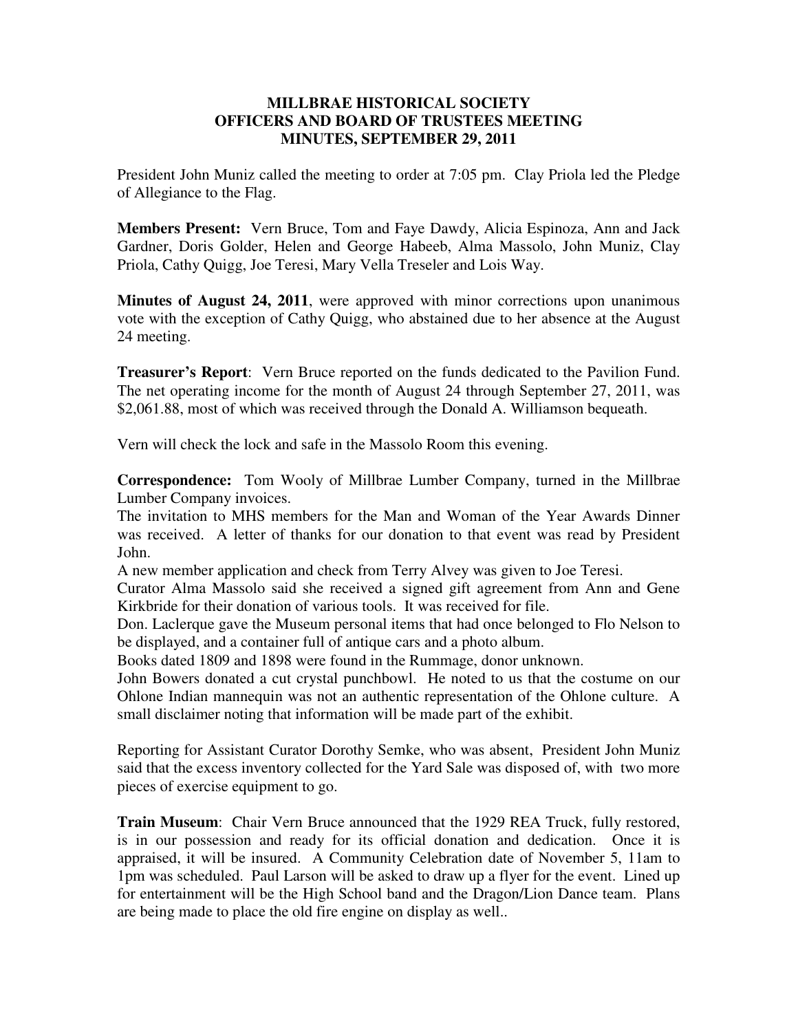# MILLBRAE HISTORICAL SOCIETY
## OFFICERS AND BOARD OF TRUSTEES MEETING
## MINUTES, SEPTEMBER 29, 2011

President John Muniz called the meeting to order at 7:05 pm. Clay Priola led the Pledge of Allegiance to the Flag.

**Members Present:** Vern Bruce, Tom and Faye Dawdy, Alicia Espinoza, Ann and Jack Gardner, Doris Golder, Helen and George Habeeb, Alma Massolo, John Muniz, Clay Priola, Cathy Quigg, Joe Teresi, Mary Vella Treseler and Lois Way.

**Minutes of August 24, 2011**, were approved with minor corrections upon unanimous vote with the exception of Cathy Quigg, who abstained due to her absence at the August 24 meeting.

**Treasurer's Report**: Vern Bruce reported on the funds dedicated to the Pavilion Fund. The net operating income for the month of August 24 through September 27, 2011, was $2,061.88, most of which was received through the Donald A. Williamson bequeath.

Vern will check the lock and safe in the Massolo Room this evening.

**Correspondence:** Tom Wooly of Millbrae Lumber Company, turned in the Millbrae Lumber Company invoices.

The invitation to MHS members for the Man and Woman of the Year Awards Dinner was received. A letter of thanks for our donation to that event was read by President John.

A new member application and check from Terry Alvey was given to Joe Teresi.

Curator Alma Massolo said she received a signed gift agreement from Ann and Gene Kirkbride for their donation of various tools. It was received for file.

Don. Laclerque gave the Museum personal items that had once belonged to Flo Nelson to be displayed, and a container full of antique cars and a photo album.

Books dated 1809 and 1898 were found in the Rummage, donor unknown.

John Bowers donated a cut crystal punchbowl. He noted to us that the costume on our Ohlone Indian mannequin was not an authentic representation of the Ohlone culture. A small disclaimer noting that information will be made part of the exhibit.

Reporting for Assistant Curator Dorothy Semke, who was absent, President John Muniz said that the excess inventory collected for the Yard Sale was disposed of, with two more pieces of exercise equipment to go.

**Train Museum**: Chair Vern Bruce announced that the 1929 REA Truck, fully restored, is in our possession and ready for its official donation and dedication. Once it is appraised, it will be insured. A Community Celebration date of November 5, 11am to 1pm was scheduled. Paul Larson will be asked to draw up a flyer for the event. Lined up for entertainment will be the High School band and the Dragon/Lion Dance team. Plans are being made to place the old fire engine on display as well..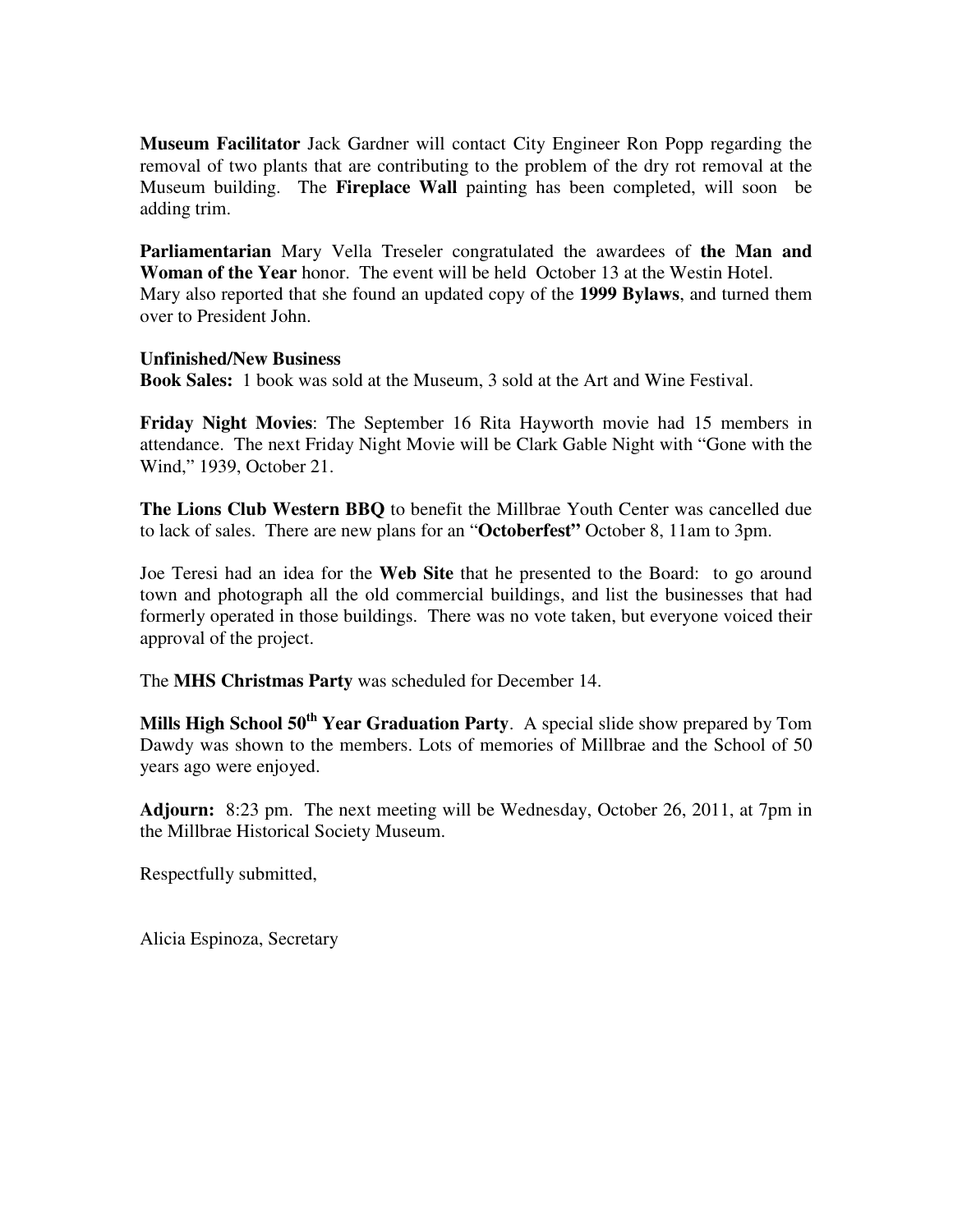**Museum Facilitator** Jack Gardner will contact City Engineer Ron Popp regarding the removal of two plants that are contributing to the problem of the dry rot removal at the Museum building. The **Fireplace Wall** painting has been completed, will soon be adding trim.

**Parliamentarian** Mary Vella Treseler congratulated the awardees of **the Man and Woman of the Year** honor. The event will be held October 13 at the Westin Hotel. Mary also reported that she found an updated copy of the **1999 Bylaws**, and turned them over to President John.

**Unfinished/New Business**
**Book Sales:** 1 book was sold at the Museum, 3 sold at the Art and Wine Festival.

**Friday Night Movies**: The September 16 Rita Hayworth movie had 15 members in attendance. The next Friday Night Movie will be Clark Gable Night with "Gone with the Wind," 1939, October 21.

**The Lions Club Western BBQ** to benefit the Millbrae Youth Center was cancelled due to lack of sales. There are new plans for an "**Octoberfest"** October 8, 11am to 3pm.

Joe Teresi had an idea for the **Web Site** that he presented to the Board: to go around town and photograph all the old commercial buildings, and list the businesses that had formerly operated in those buildings. There was no vote taken, but everyone voiced their approval of the project.

The **MHS Christmas Party** was scheduled for December 14.

**Mills High School 50th Year Graduation Party**. A special slide show prepared by Tom Dawdy was shown to the members. Lots of memories of Millbrae and the School of 50 years ago were enjoyed.

**Adjourn:** 8:23 pm. The next meeting will be Wednesday, October 26, 2011, at 7pm in the Millbrae Historical Society Museum.

Respectfully submitted,

Alicia Espinoza, Secretary